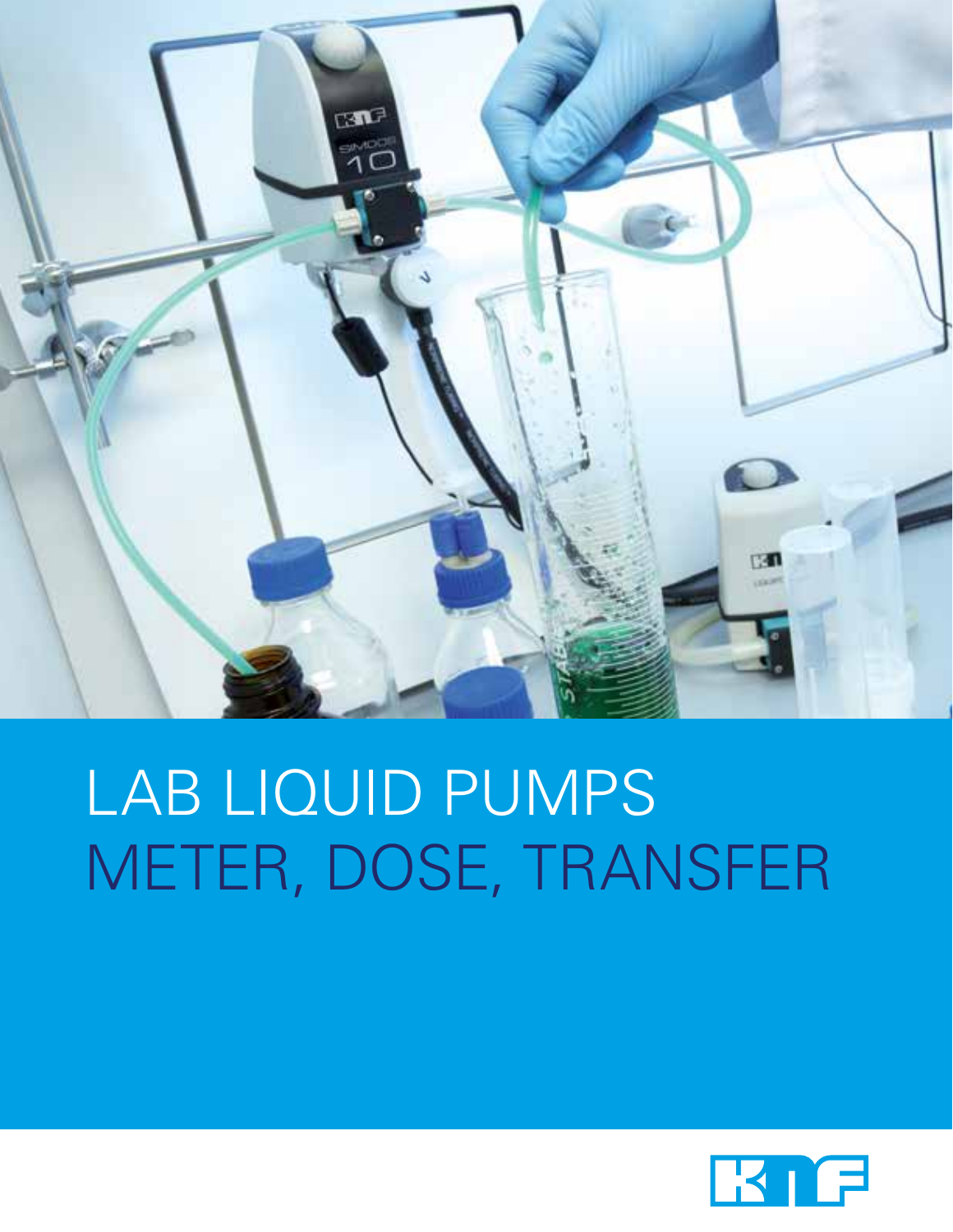# LAB LIQUID PUMPS
## METER, DOSE, TRANSFER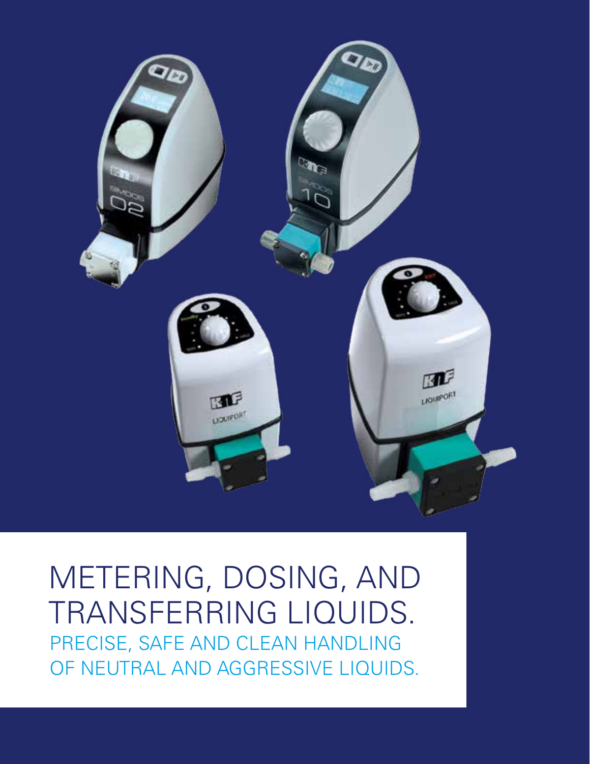# METERING, DOSING, AND TRANSFERRING LIQUIDS.

## PRECISE, SAFE AND CLEAN HANDLING OF NEUTRAL AND AGGRESSIVE LIQUIDS.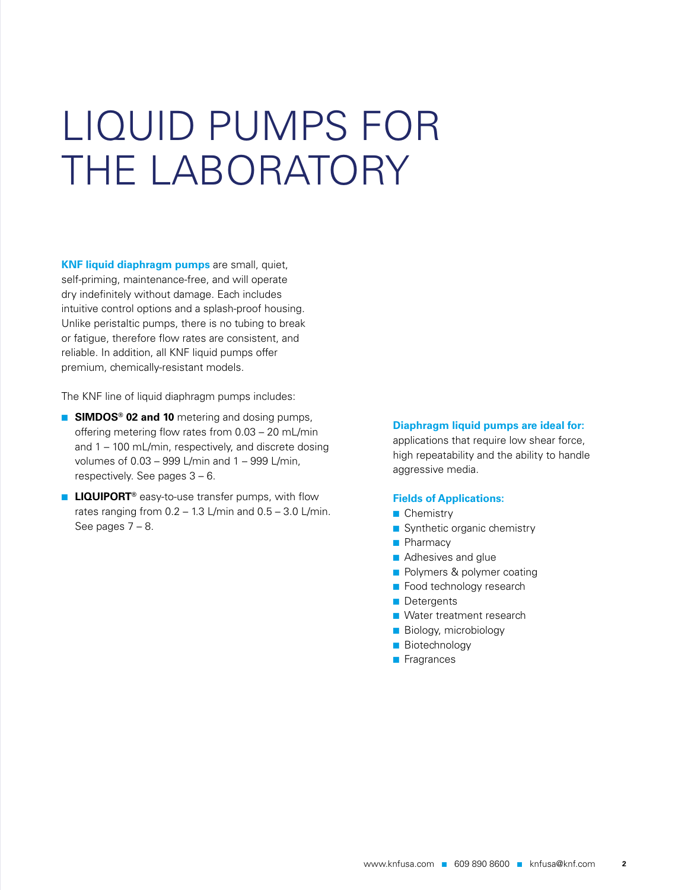# LIQUID PUMPS FOR THE LABORATORY

**KNF liquid diaphragm pumps** are small, quiet, self-priming, maintenance-free, and will operate dry indefinitely without damage. Each includes intuitive control options and a splash-proof housing. Unlike peristaltic pumps, there is no tubing to break or fatigue, therefore flow rates are consistent, and reliable. In addition, all KNF liquid pumps offer premium, chemically-resistant models.

The KNF line of liquid diaphragm pumps includes:

- **SIMDOS® 02 and 10** metering and dosing pumps, offering metering flow rates from 0.03 – 20 mL/min and 1 – 100 mL/min, respectively, and discrete dosing volumes of 0.03 – 999 L/min and 1 – 999 L/min, respectively. See pages 3 – 6.
- **LIQUIPORT®** easy-to-use transfer pumps, with flow rates ranging from 0.2 – 1.3 L/min and 0.5 – 3.0 L/min. See pages 7 – 8.

**Diaphragm liquid pumps are ideal for:**
applications that require low shear force, high repeatability and the ability to handle aggressive media.

**Fields of Applications:**

- Chemistry
- Synthetic organic chemistry
- Pharmacy
- Adhesives and glue
- Polymers & polymer coating
- Food technology research
- Detergents
- Water treatment research
- Biology, microbiology
- Biotechnology
- Fragrances

www.knfusa.com ■ 609 890 8600 ■ knfusa@knf.com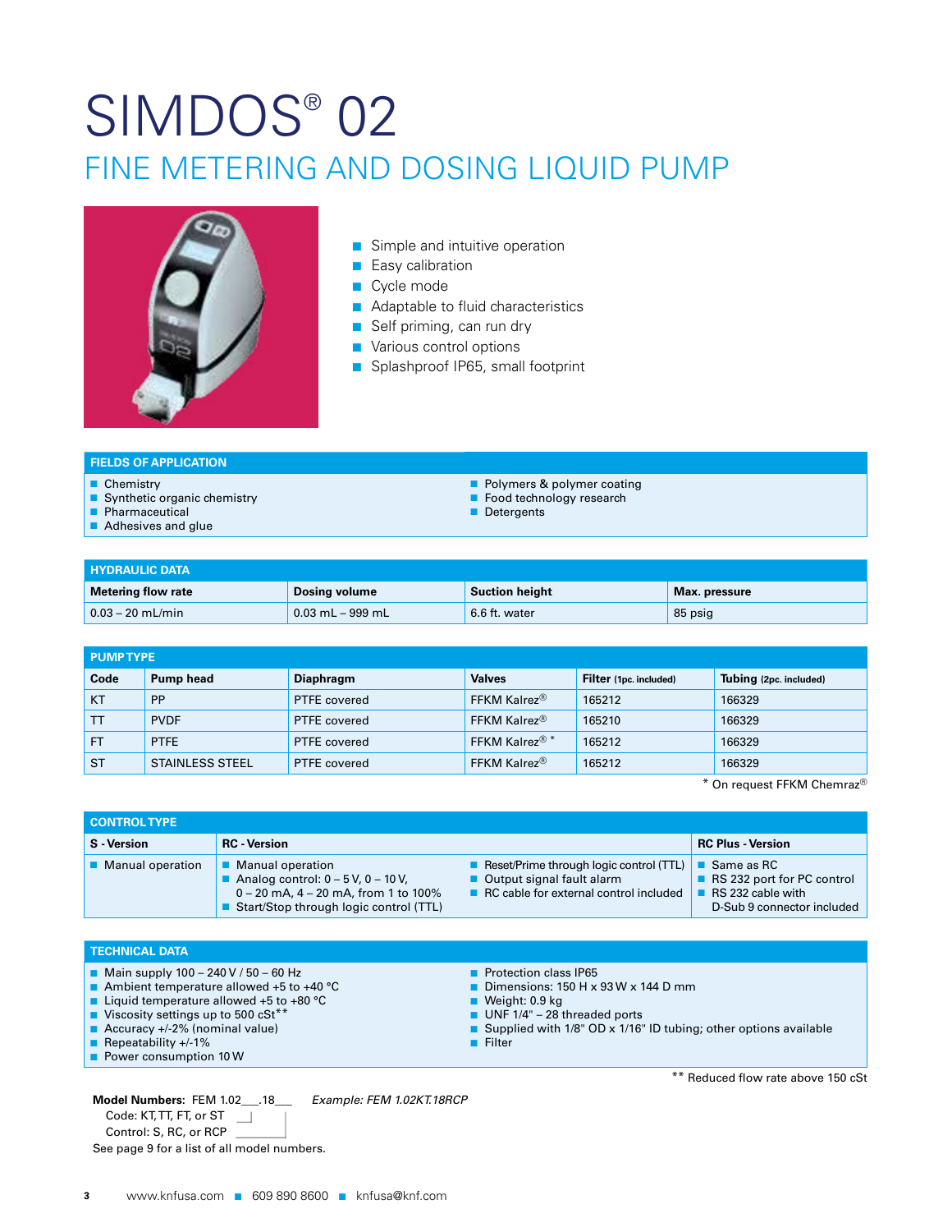# SIMDOS® 02

## FINE METERING AND DOSING LIQUID PUMP

- Simple and intuitive operation
- Easy calibration
- Cycle mode
- Adaptable to fluid characteristics
- Self priming, can run dry
- Various control options
- Splashproof IP65, small footprint

### FIELDS OF APPLICATION

- Chemistry
- Synthetic organic chemistry
- Pharmaceutical
- Adhesives and glue
- Polymers & polymer coating
- Food technology research
- Detergents

### HYDRAULIC DATA

| Metering flow rate | Dosing volume | Suction height | Max. pressure |
|---|---|---|---|
| 0.03 – 20 mL/min | 0.03 mL – 999 mL | 6.6 ft. water | 85 psig |

### PUMP TYPE

| Code | Pump head | Diaphragm | Valves | Filter (1pc. included) | Tubing (2pc. included) |
|---|---|---|---|---|---|
| KT | PP | PTFE covered | FFKM Kalrez® | 165212 | 166329 |
| TT | PVDF | PTFE covered | FFKM Kalrez® | 165210 | 166329 |
| FT | PTFE | PTFE covered | FFKM Kalrez® * | 165212 | 166329 |
| ST | STAINLESS STEEL | PTFE covered | FFKM Kalrez® | 165212 | 166329 |

\* On request FFKM Chemraz®

### CONTROL TYPE

| S - Version | RC - Version | | RC Plus - Version |
|---|---|---|---|
| Manual operation | Manual operation; Analog control: 0 – 5 V, 0 – 10 V, 0 – 20 mA, 4 – 20 mA, from 1 to 100%; Start/Stop through logic control (TTL) | Reset/Prime through logic control (TTL); Output signal fault alarm; RC cable for external control included | Same as RC; RS 232 port for PC control; RS 232 cable with D-Sub 9 connector included |

### TECHNICAL DATA

- Main supply 100 – 240 V / 50 – 60 Hz
- Ambient temperature allowed +5 to +40 °C
- Liquid temperature allowed +5 to +80 °C
- Viscosity settings up to 500 cSt**
- Accuracy +/-2% (nominal value)
- Repeatability +/-1%
- Power consumption 10 W
- Protection class IP65
- Dimensions: 150 H x 93 W x 144 D mm
- Weight: 0.9 kg
- UNF 1/4" – 28 threaded ports
- Supplied with 1/8" OD x 1/16" ID tubing; other options available
- Filter

\*\* Reduced flow rate above 150 cSt

**Model Numbers:** FEM 1.02___.18___ *Example: FEM 1.02KT.18RCP*

Code: KT, TT, FT, or ST

Control: S, RC, or RCP

See page 9 for a list of all model numbers.

www.knfusa.com ■ 609 890 8600 ■ knfusa@knf.com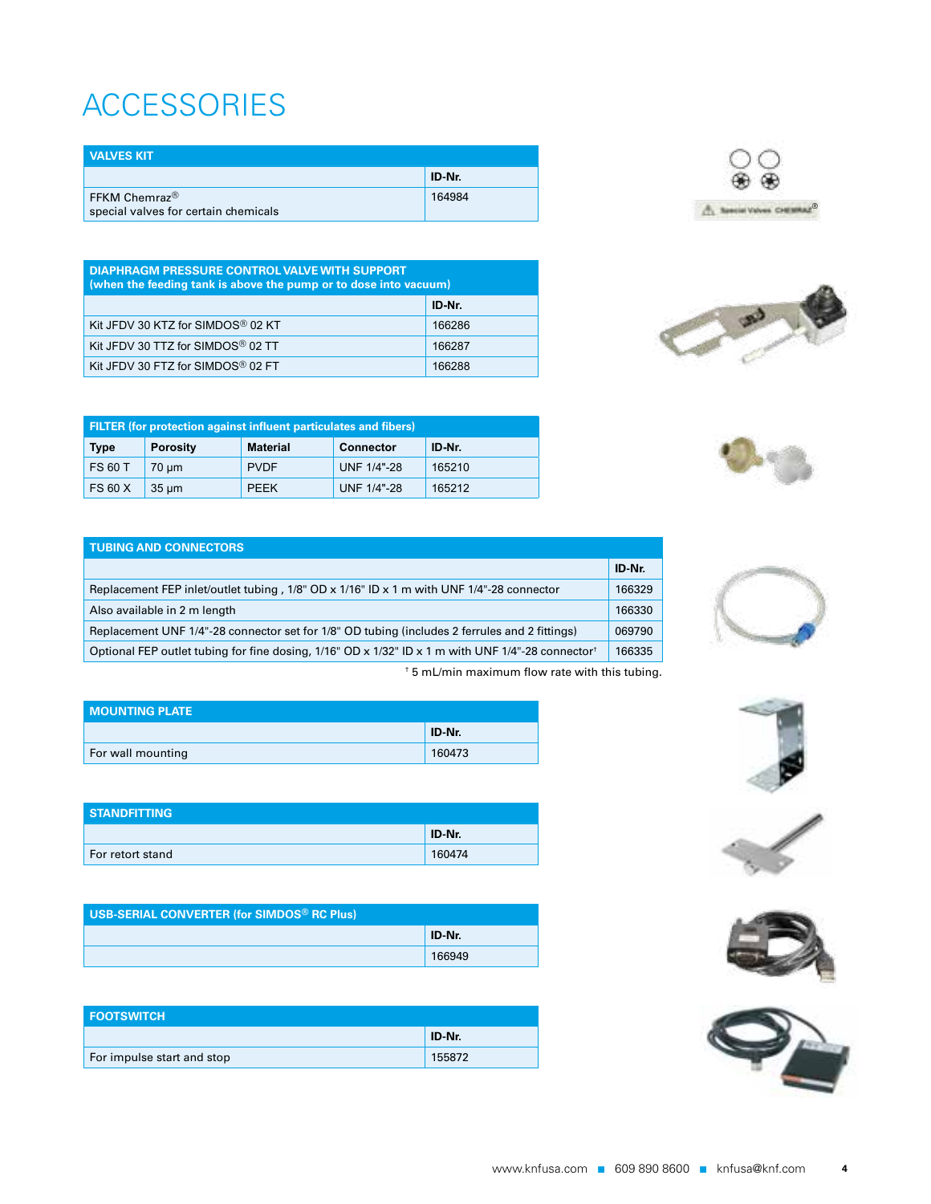# ACCESSORIES

| VALVES KIT | |
|---|---|
| | **ID-Nr.** |
| FFKM Chemraz® special valves for certain chemicals | 164984 |

| DIAPHRAGM PRESSURE CONTROL VALVE WITH SUPPORT (when the feeding tank is above the pump or to dose into vacuum) | |
|---|---|
| | **ID-Nr.** |
| Kit JFDV 30 KTZ for SIMDOS® 02 KT | 166286 |
| Kit JFDV 30 TTZ for SIMDOS® 02 TT | 166287 |
| Kit JFDV 30 FTZ for SIMDOS® 02 FT | 166288 |

| FILTER (for protection against influent particulates and fibers) | | | | |
|---|---|---|---|---|
| **Type** | **Porosity** | **Material** | **Connector** | **ID-Nr.** |
| FS 60 T | 70 µm | PVDF | UNF 1/4"-28 | 165210 |
| FS 60 X | 35 µm | PEEK | UNF 1/4"-28 | 165212 |

| TUBING AND CONNECTORS | |
|---|---|
| | **ID-Nr.** |
| Replacement FEP inlet/outlet tubing , 1/8" OD x 1/16" ID x 1 m with UNF 1/4"-28 connector | 166329 |
| Also available in 2 m length | 166330 |
| Replacement UNF 1/4"-28 connector set for 1/8" OD tubing (includes 2 ferrules and 2 fittings) | 069790 |
| Optional FEP outlet tubing for fine dosing, 1/16" OD x 1/32" ID x 1 m with UNF 1/4"-28 connector† | 166335 |

† 5 mL/min maximum flow rate with this tubing.

| MOUNTING PLATE | |
|---|---|
| | **ID-Nr.** |
| For wall mounting | 160473 |

| STANDFITTING | |
|---|---|
| | **ID-Nr.** |
| For retort stand | 160474 |

| USB-SERIAL CONVERTER (for SIMDOS® RC Plus) | |
|---|---|
| | **ID-Nr.** |
| | 166949 |

| FOOTSWITCH | |
|---|---|
| | **ID-Nr.** |
| For impulse start and stop | 155872 |

www.knfusa.com ■ 609 890 8600 ■ knfusa@knf.com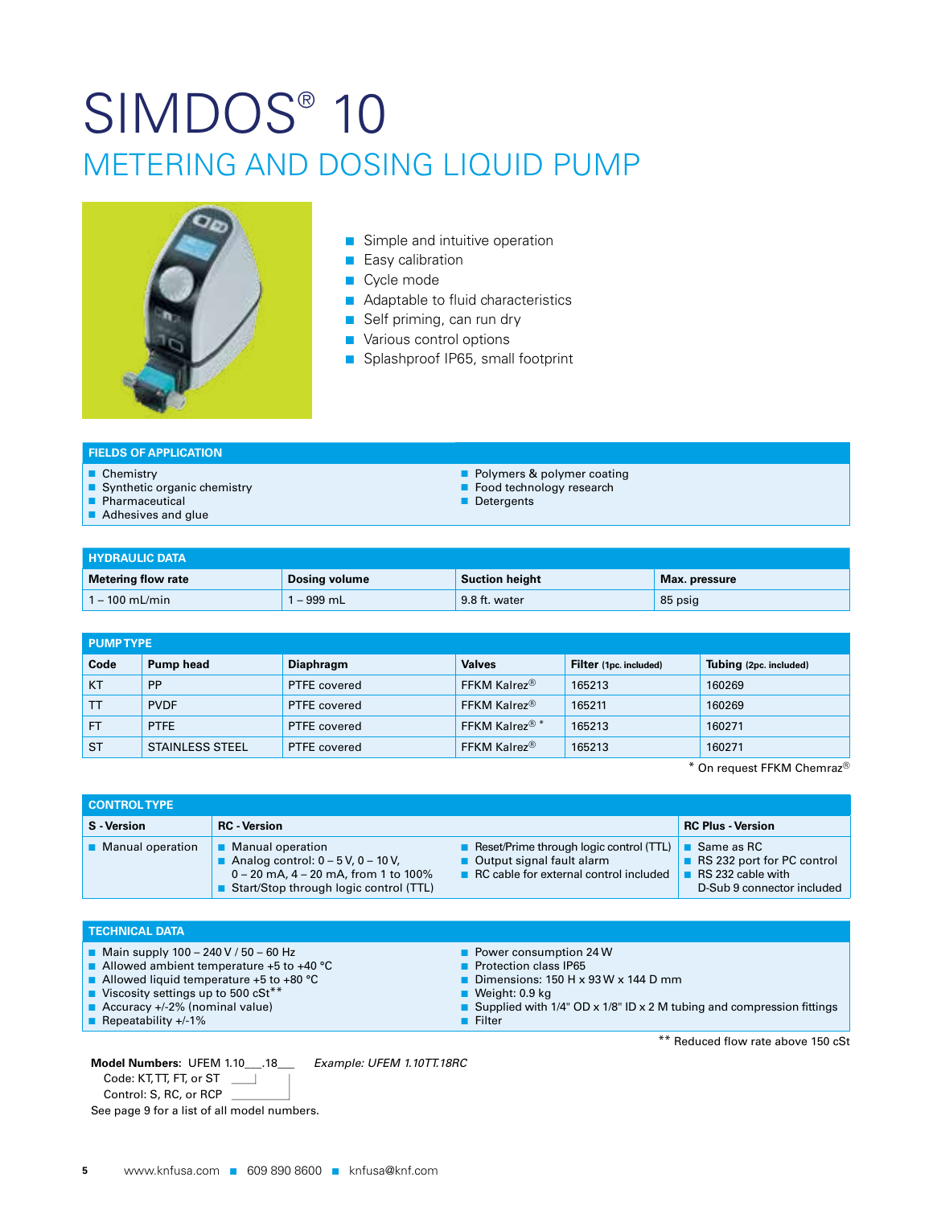# SIMDOS® 10

## METERING AND DOSING LIQUID PUMP

- Simple and intuitive operation
- Easy calibration
- Cycle mode
- Adaptable to fluid characteristics
- Self priming, can run dry
- Various control options
- Splashproof IP65, small footprint

### FIELDS OF APPLICATION

- Chemistry
- Synthetic organic chemistry
- Pharmaceutical
- Adhesives and glue
- Polymers & polymer coating
- Food technology research
- Detergents

### HYDRAULIC DATA

| Metering flow rate | Dosing volume | Suction height | Max. pressure |
|---|---|---|---|
| 1 – 100 mL/min | 1 – 999 mL | 9.8 ft. water | 85 psig |

### PUMP TYPE

| Code | Pump head | Diaphragm | Valves | Filter (1pc. included) | Tubing (2pc. included) |
|---|---|---|---|---|---|
| KT | PP | PTFE covered | FFKM Kalrez® | 165213 | 160269 |
| TT | PVDF | PTFE covered | FFKM Kalrez® | 165211 | 160269 |
| FT | PTFE | PTFE covered | FFKM Kalrez® * | 165213 | 160271 |
| ST | STAINLESS STEEL | PTFE covered | FFKM Kalrez® | 165213 | 160271 |

\* On request FFKM Chemraz®

### CONTROL TYPE

| S - Version | RC - Version | RC Plus - Version |
|---|---|---|
| ■ Manual operation | ■ Manual operation<br>■ Analog control: 0 – 5 V, 0 – 10 V, 0 – 20 mA, 4 – 20 mA, from 1 to 100%<br>■ Start/Stop through logic control (TTL)<br>■ Reset/Prime through logic control (TTL)<br>■ Output signal fault alarm<br>■ RC cable for external control included | ■ Same as RC<br>■ RS 232 port for PC control<br>■ RS 232 cable with D-Sub 9 connector included |

### TECHNICAL DATA

- Main supply 100 – 240 V / 50 – 60 Hz
- Allowed ambient temperature +5 to +40 °C
- Allowed liquid temperature +5 to +80 °C
- Viscosity settings up to 500 cSt**
- Accuracy +/-2% (nominal value)
- Repeatability +/-1%
- Power consumption 24 W
- Protection class IP65
- Dimensions: 150 H x 93 W x 144 D mm
- Weight: 0.9 kg
- Supplied with 1/4" OD x 1/8" ID x 2 M tubing and compression fittings
- Filter

** Reduced flow rate above 150 cSt

**Model Numbers:** UFEM 1.10___.18___ *Example: UFEM 1.10TT.18RC*

Code: KT, TT, FT, or ST

Control: S, RC, or RCP

See page 9 for a list of all model numbers.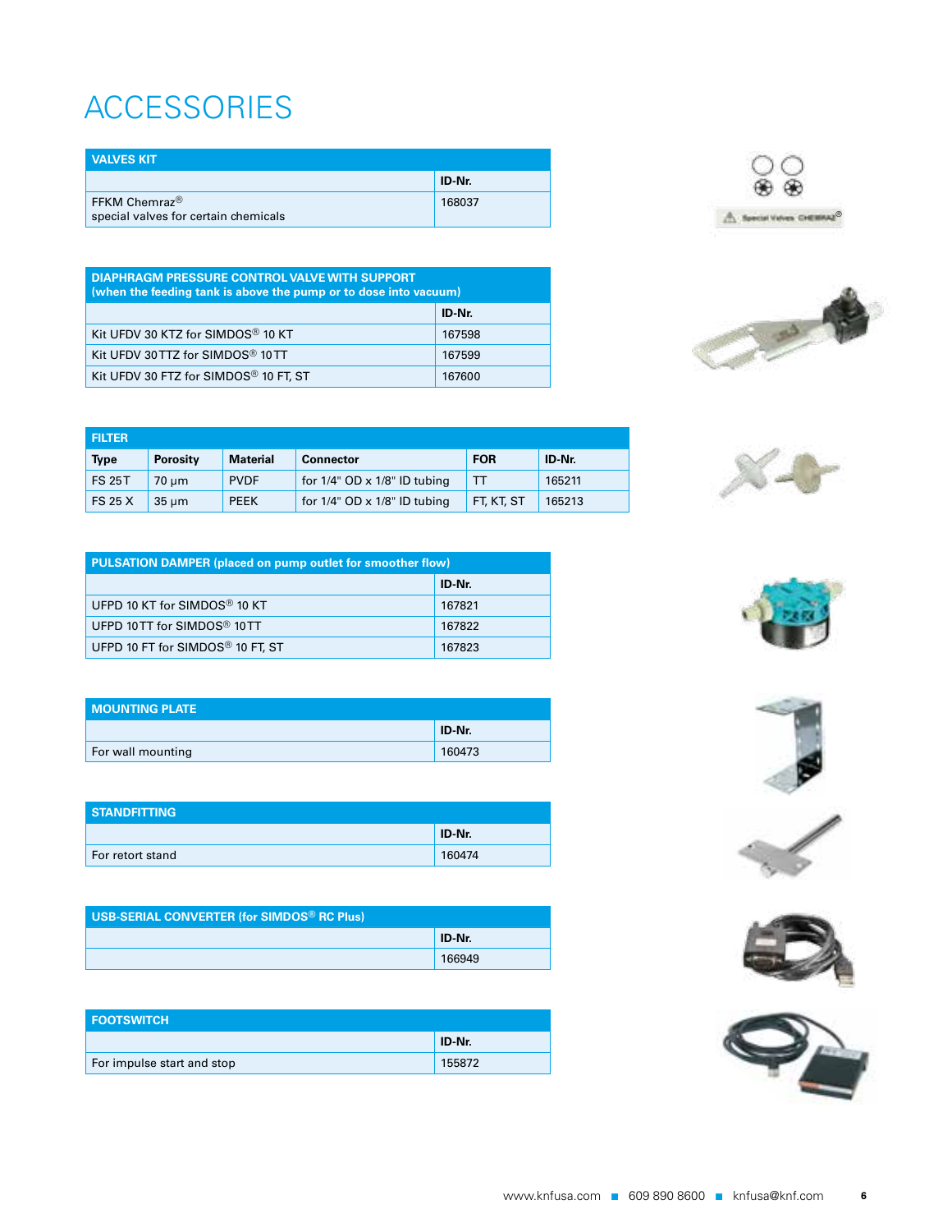# ACCESSORIES

| VALVES KIT | |
|---|---|
| | **ID-Nr.** |
| FFKM Chemraz® special valves for certain chemicals | 168037 |

| DIAPHRAGM PRESSURE CONTROL VALVE WITH SUPPORT (when the feeding tank is above the pump or to dose into vacuum) | |
|---|---|
| | **ID-Nr.** |
| Kit UFDV 30 KTZ for SIMDOS® 10 KT | 167598 |
| Kit UFDV 30 TTZ for SIMDOS® 10 TT | 167599 |
| Kit UFDV 30 FTZ for SIMDOS® 10 FT, ST | 167600 |

| FILTER | | | | | |
|---|---|---|---|---|---|
| **Type** | **Porosity** | **Material** | **Connector** | **FOR** | **ID-Nr.** |
| FS 25 T | 70 µm | PVDF | for 1/4" OD x 1/8" ID tubing | TT | 165211 |
| FS 25 X | 35 µm | PEEK | for 1/4" OD x 1/8" ID tubing | FT, KT, ST | 165213 |

| PULSATION DAMPER (placed on pump outlet for smoother flow) | |
|---|---|
| | **ID-Nr.** |
| UFPD 10 KT for SIMDOS® 10 KT | 167821 |
| UFPD 10 TT for SIMDOS® 10 TT | 167822 |
| UFPD 10 FT for SIMDOS® 10 FT, ST | 167823 |

| MOUNTING PLATE | |
|---|---|
| | **ID-Nr.** |
| For wall mounting | 160473 |

| STANDFITTING | |
|---|---|
| | **ID-Nr.** |
| For retort stand | 160474 |

| USB-SERIAL CONVERTER (for SIMDOS® RC Plus) | |
|---|---|
| | **ID-Nr.** |
| | 166949 |

| FOOTSWITCH | |
|---|---|
| | **ID-Nr.** |
| For impulse start and stop | 155872 |

www.knfusa.com ■ 609 890 8600 ■ knfusa@knf.com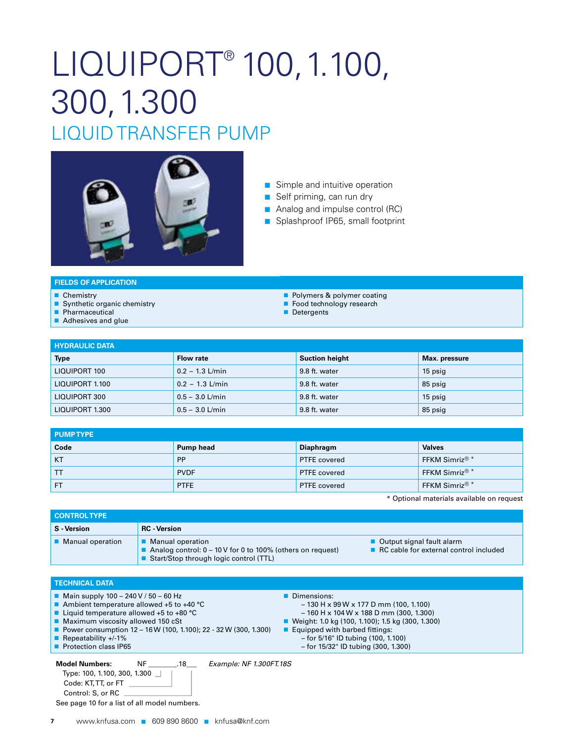# LIQUIPORT® 100, 1.100, 300, 1.300

## LIQUID TRANSFER PUMP

- Simple and intuitive operation
- Self priming, can run dry
- Analog and impulse control (RC)
- Splashproof IP65, small footprint

### FIELDS OF APPLICATION

- Chemistry
- Synthetic organic chemistry
- Pharmaceutical
- Adhesives and glue
- Polymers & polymer coating
- Food technology research
- Detergents

### HYDRAULIC DATA

| Type | Flow rate | Suction height | Max. pressure |
|---|---|---|---|
| LIQUIPORT 100 | 0.2 – 1.3 L/min | 9.8 ft. water | 15 psig |
| LIQUIPORT 1.100 | 0.2 – 1.3 L/min | 9.8 ft. water | 85 psig |
| LIQUIPORT 300 | 0.5 – 3.0 L/min | 9.8 ft. water | 15 psig |
| LIQUIPORT 1.300 | 0.5 – 3.0 L/min | 9.8 ft. water | 85 psig |

### PUMP TYPE

| Code | Pump head | Diaphragm | Valves |
|---|---|---|---|
| KT | PP | PTFE covered | FFKM Simriz® * |
| TT | PVDF | PTFE covered | FFKM Simriz® * |
| FT | PTFE | PTFE covered | FFKM Simriz® * |

\* Optional materials available on request

### CONTROL TYPE

| S - Version | RC - Version | |
|---|---|---|
| ■ Manual operation | ■ Manual operation<br>■ Analog control: 0 – 10 V for 0 to 100% (others on request)<br>■ Start/Stop through logic control (TTL) | ■ Output signal fault alarm<br>■ RC cable for external control included |

### TECHNICAL DATA

- Main supply 100 – 240 V / 50 – 60 Hz
- Ambient temperature allowed +5 to +40 °C
- Liquid temperature allowed +5 to +80 °C
- Maximum viscosity allowed 150 cSt
- Power consumption 12 – 16 W (100, 1.100); 22 - 32 W (300, 1.300)
- Repeatability +/-1%
- Protection class IP65
- Dimensions:
  – 130 H x 99 W x 177 D mm (100, 1.100)
  – 160 H x 104 W x 188 D mm (300, 1.300)
- Weight: 1.0 kg (100, 1.100); 1.5 kg (300, 1.300)
- Equipped with barbed fittings:
  – for 5/16" ID tubing (100, 1.100)
  – for 15/32" ID tubing (300, 1.300)

**Model Numbers:** NF _______.18___ *Example: NF 1.300FT.18S*

Type: 100, 1.100, 300, 1.300
Code: KT, TT, or FT
Control: S, or RC

See page 10 for a list of all model numbers.

www.knfusa.com ■ 609 890 8600 ■ knfusa@knf.com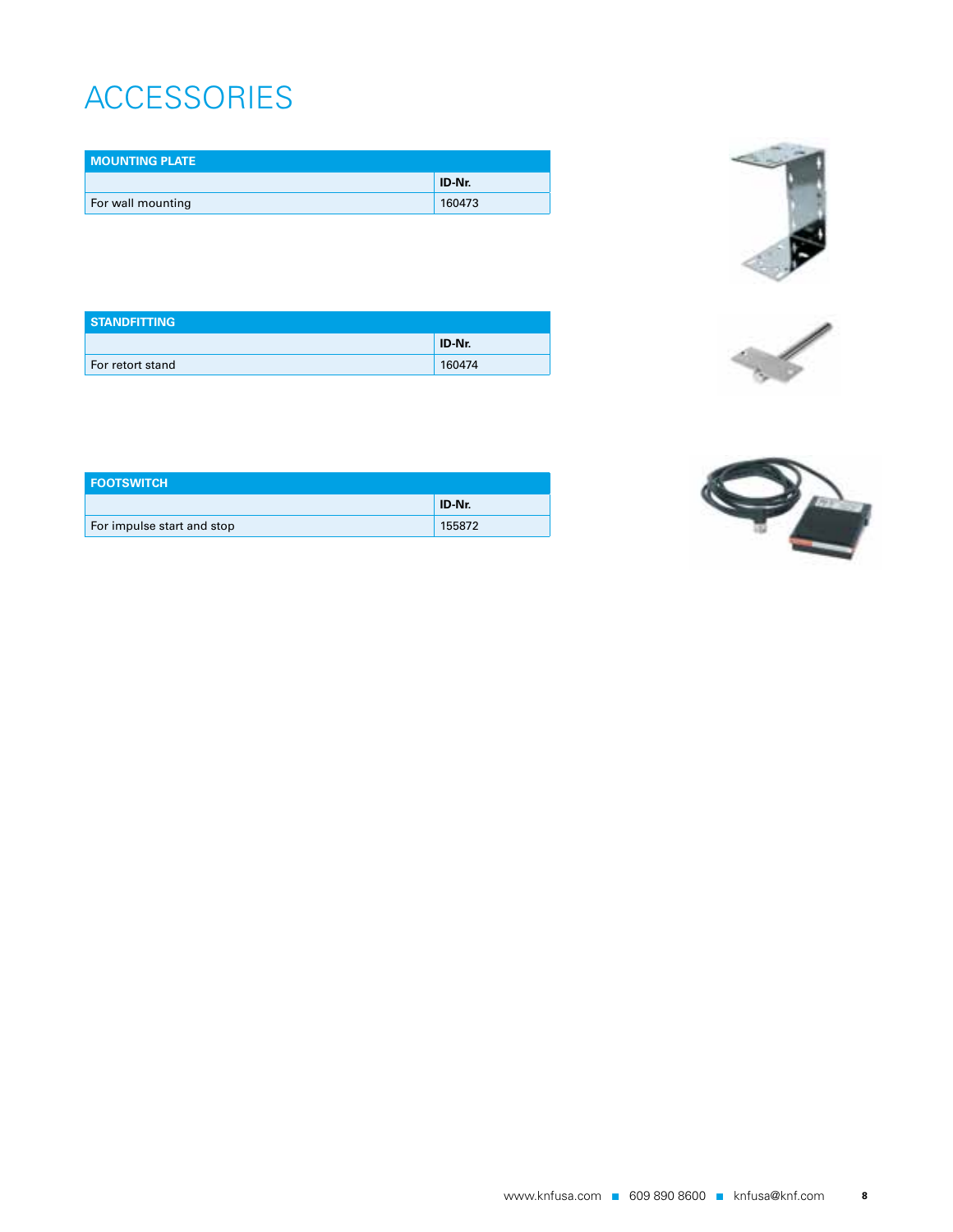# ACCESSORIES

| MOUNTING PLATE | |
|---|---|
| | ID-Nr. |
| For wall mounting | 160473 |

| STANDFITTING | |
|---|---|
| | ID-Nr. |
| For retort stand | 160474 |

| FOOTSWITCH | |
|---|---|
| | ID-Nr. |
| For impulse start and stop | 155872 |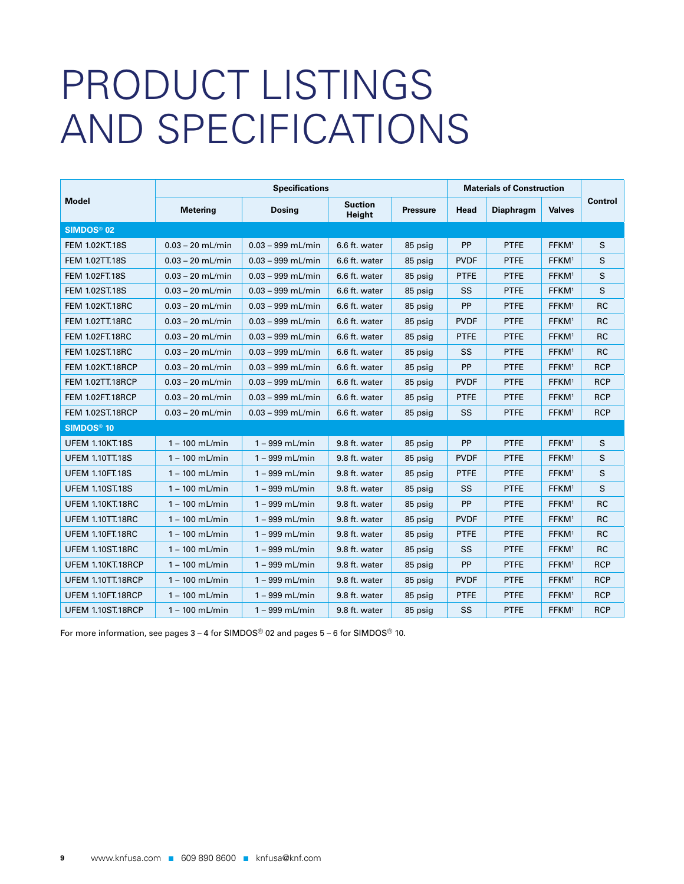# PRODUCT LISTINGS AND SPECIFICATIONS

| Model | Specifications | | | | Materials of Construction | | | Control |
|---|---|---|---|---|---|---|---|---|
| | Metering | Dosing | Suction Height | Pressure | Head | Diaphragm | Valves | |
| **SIMDOS® 02** | | | | | | | | |
| FEM 1.02KT.18S | 0.03 – 20 mL/min | 0.03 – 999 mL/min | 6.6 ft. water | 85 psig | PP | PTFE | FFKM[1] | S |
| FEM 1.02TT.18S | 0.03 – 20 mL/min | 0.03 – 999 mL/min | 6.6 ft. water | 85 psig | PVDF | PTFE | FFKM[1] | S |
| FEM 1.02FT.18S | 0.03 – 20 mL/min | 0.03 – 999 mL/min | 6.6 ft. water | 85 psig | PTFE | PTFE | FFKM[1] | S |
| FEM 1.02ST.18S | 0.03 – 20 mL/min | 0.03 – 999 mL/min | 6.6 ft. water | 85 psig | SS | PTFE | FFKM[1] | S |
| FEM 1.02KT.18RC | 0.03 – 20 mL/min | 0.03 – 999 mL/min | 6.6 ft. water | 85 psig | PP | PTFE | FFKM[1] | RC |
| FEM 1.02TT.18RC | 0.03 – 20 mL/min | 0.03 – 999 mL/min | 6.6 ft. water | 85 psig | PVDF | PTFE | FFKM[1] | RC |
| FEM 1.02FT.18RC | 0.03 – 20 mL/min | 0.03 – 999 mL/min | 6.6 ft. water | 85 psig | PTFE | PTFE | FFKM[1] | RC |
| FEM 1.02ST.18RC | 0.03 – 20 mL/min | 0.03 – 999 mL/min | 6.6 ft. water | 85 psig | SS | PTFE | FFKM[1] | RC |
| FEM 1.02KT.18RCP | 0.03 – 20 mL/min | 0.03 – 999 mL/min | 6.6 ft. water | 85 psig | PP | PTFE | FFKM[1] | RCP |
| FEM 1.02TT.18RCP | 0.03 – 20 mL/min | 0.03 – 999 mL/min | 6.6 ft. water | 85 psig | PVDF | PTFE | FFKM[1] | RCP |
| FEM 1.02FT.18RCP | 0.03 – 20 mL/min | 0.03 – 999 mL/min | 6.6 ft. water | 85 psig | PTFE | PTFE | FFKM[1] | RCP |
| FEM 1.02ST.18RCP | 0.03 – 20 mL/min | 0.03 – 999 mL/min | 6.6 ft. water | 85 psig | SS | PTFE | FFKM[1] | RCP |
| **SIMDOS® 10** | | | | | | | | |
| UFEM 1.10KT.18S | 1 – 100 mL/min | 1 – 999 mL/min | 9.8 ft. water | 85 psig | PP | PTFE | FFKM[1] | S |
| UFEM 1.10TT.18S | 1 – 100 mL/min | 1 – 999 mL/min | 9.8 ft. water | 85 psig | PVDF | PTFE | FFKM[1] | S |
| UFEM 1.10FT.18S | 1 – 100 mL/min | 1 – 999 mL/min | 9.8 ft. water | 85 psig | PTFE | PTFE | FFKM[1] | S |
| UFEM 1.10ST.18S | 1 – 100 mL/min | 1 – 999 mL/min | 9.8 ft. water | 85 psig | SS | PTFE | FFKM[1] | S |
| UFEM 1.10KT.18RC | 1 – 100 mL/min | 1 – 999 mL/min | 9.8 ft. water | 85 psig | PP | PTFE | FFKM[1] | RC |
| UFEM 1.10TT.18RC | 1 – 100 mL/min | 1 – 999 mL/min | 9.8 ft. water | 85 psig | PVDF | PTFE | FFKM[1] | RC |
| UFEM 1.10FT.18RC | 1 – 100 mL/min | 1 – 999 mL/min | 9.8 ft. water | 85 psig | PTFE | PTFE | FFKM[1] | RC |
| UFEM 1.10ST.18RC | 1 – 100 mL/min | 1 – 999 mL/min | 9.8 ft. water | 85 psig | SS | PTFE | FFKM[1] | RC |
| UFEM 1.10KT.18RCP | 1 – 100 mL/min | 1 – 999 mL/min | 9.8 ft. water | 85 psig | PP | PTFE | FFKM[1] | RCP |
| UFEM 1.10TT.18RCP | 1 – 100 mL/min | 1 – 999 mL/min | 9.8 ft. water | 85 psig | PVDF | PTFE | FFKM[1] | RCP |
| UFEM 1.10FT.18RCP | 1 – 100 mL/min | 1 – 999 mL/min | 9.8 ft. water | 85 psig | PTFE | PTFE | FFKM[1] | RCP |
| UFEM 1.10ST.18RCP | 1 – 100 mL/min | 1 – 999 mL/min | 9.8 ft. water | 85 psig | SS | PTFE | FFKM[1] | RCP |

For more information, see pages 3 – 4 for SIMDOS® 02 and pages 5 – 6 for SIMDOS® 10.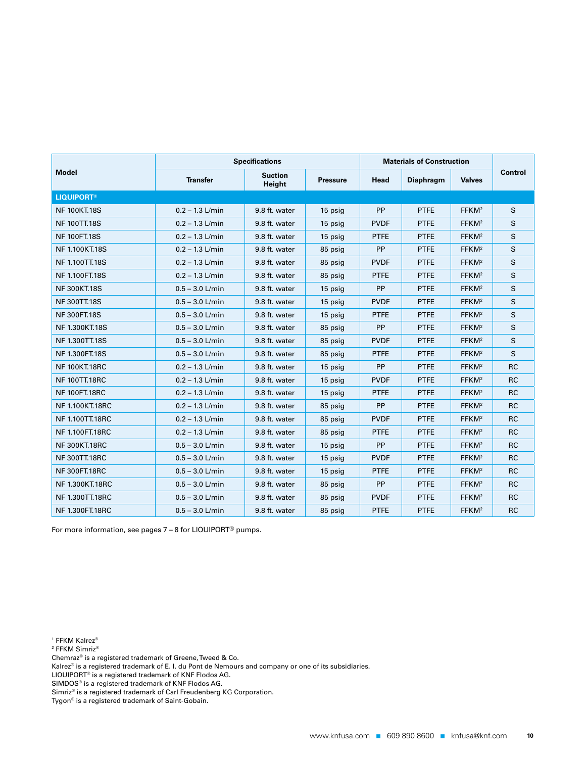| Model | Specifications | | | Materials of Construction | | | Control |
|---|---|---|---|---|---|---|---|
| | Transfer | Suction Height | Pressure | Head | Diaphragm | Valves | |
| **LIQUIPORT®** | | | | | | | |
| NF 100KT.18S | 0.2 – 1.3 L/min | 9.8 ft. water | 15 psig | PP | PTFE | FFKM[2] | S |
| NF 100TT.18S | 0.2 – 1.3 L/min | 9.8 ft. water | 15 psig | PVDF | PTFE | FFKM[2] | S |
| NF 100FT.18S | 0.2 – 1.3 L/min | 9.8 ft. water | 15 psig | PTFE | PTFE | FFKM[2] | S |
| NF 1.100KT.18S | 0.2 – 1.3 L/min | 9.8 ft. water | 85 psig | PP | PTFE | FFKM[2] | S |
| NF 1.100TT.18S | 0.2 – 1.3 L/min | 9.8 ft. water | 85 psig | PVDF | PTFE | FFKM[2] | S |
| NF 1.100FT.18S | 0.2 – 1.3 L/min | 9.8 ft. water | 85 psig | PTFE | PTFE | FFKM[2] | S |
| NF 300KT.18S | 0.5 – 3.0 L/min | 9.8 ft. water | 15 psig | PP | PTFE | FFKM[2] | S |
| NF 300TT.18S | 0.5 – 3.0 L/min | 9.8 ft. water | 15 psig | PVDF | PTFE | FFKM[2] | S |
| NF 300FT.18S | 0.5 – 3.0 L/min | 9.8 ft. water | 15 psig | PTFE | PTFE | FFKM[2] | S |
| NF 1.300KT.18S | 0.5 – 3.0 L/min | 9.8 ft. water | 85 psig | PP | PTFE | FFKM[2] | S |
| NF 1.300TT.18S | 0.5 – 3.0 L/min | 9.8 ft. water | 85 psig | PVDF | PTFE | FFKM[2] | S |
| NF 1.300FT.18S | 0.5 – 3.0 L/min | 9.8 ft. water | 85 psig | PTFE | PTFE | FFKM[2] | S |
| NF 100KT.18RC | 0.2 – 1.3 L/min | 9.8 ft. water | 15 psig | PP | PTFE | FFKM[2] | RC |
| NF 100TT.18RC | 0.2 – 1.3 L/min | 9.8 ft. water | 15 psig | PVDF | PTFE | FFKM[2] | RC |
| NF 100FT.18RC | 0.2 – 1.3 L/min | 9.8 ft. water | 15 psig | PTFE | PTFE | FFKM[2] | RC |
| NF 1.100KT.18RC | 0.2 – 1.3 L/min | 9.8 ft. water | 85 psig | PP | PTFE | FFKM[2] | RC |
| NF 1.100TT.18RC | 0.2 – 1.3 L/min | 9.8 ft. water | 85 psig | PVDF | PTFE | FFKM[2] | RC |
| NF 1.100FT.18RC | 0.2 – 1.3 L/min | 9.8 ft. water | 85 psig | PTFE | PTFE | FFKM[2] | RC |
| NF 300KT.18RC | 0.5 – 3.0 L/min | 9.8 ft. water | 15 psig | PP | PTFE | FFKM[2] | RC |
| NF 300TT.18RC | 0.5 – 3.0 L/min | 9.8 ft. water | 15 psig | PVDF | PTFE | FFKM[2] | RC |
| NF 300FT.18RC | 0.5 – 3.0 L/min | 9.8 ft. water | 15 psig | PTFE | PTFE | FFKM[2] | RC |
| NF 1.300KT.18RC | 0.5 – 3.0 L/min | 9.8 ft. water | 85 psig | PP | PTFE | FFKM[2] | RC |
| NF 1.300TT.18RC | 0.5 – 3.0 L/min | 9.8 ft. water | 85 psig | PVDF | PTFE | FFKM[2] | RC |
| NF 1.300FT.18RC | 0.5 – 3.0 L/min | 9.8 ft. water | 85 psig | PTFE | PTFE | FFKM[2] | RC |

For more information, see pages 7 – 8 for LIQUIPORT® pumps.

[1] FFKM Kalrez®
[2] FFKM Simriz®
Chemraz® is a registered trademark of Greene, Tweed & Co.
Kalrez® is a registered trademark of E. I. du Pont de Nemours and company or one of its subsidiaries.
LIQUIPORT® is a registered trademark of KNF Flodos AG.
SIMDOS® is a registered trademark of KNF Flodos AG.
Simriz® is a registered trademark of Carl Freudenberg KG Corporation.
Tygon® is a registered trademark of Saint-Gobain.

www.knfusa.com ■ 609 890 8600 ■ knfusa@knf.com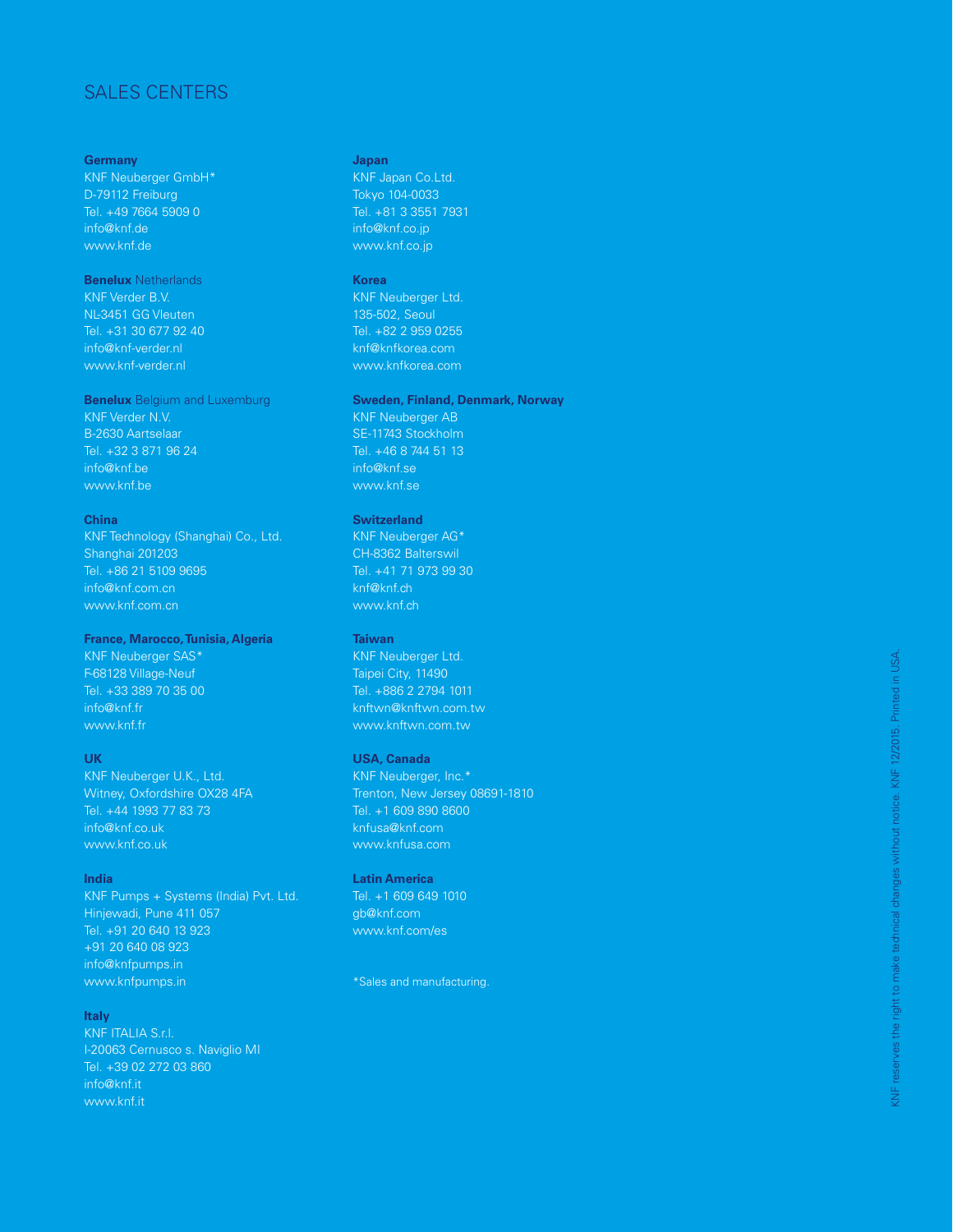# SALES CENTERS

**Germany**
KNF Neuberger GmbH*
D-79112 Freiburg
Tel. +49 7664 5909 0
info@knf.de
www.knf.de

**Benelux** Netherlands
KNF Verder B.V.
NL-3451 GG Vleuten
Tel. +31 30 677 92 40
info@knf-verder.nl
www.knf-verder.nl

**Benelux** Belgium and Luxemburg
KNF Verder N.V.
B-2630 Aartselaar
Tel. +32 3 871 96 24
info@knf.be
www.knf.be

**China**
KNF Technology (Shanghai) Co., Ltd.
Shanghai 201203
Tel. +86 21 5109 9695
info@knf.com.cn
www.knf.com.cn

**France, Marocco, Tunisia, Algeria**
KNF Neuberger SAS*
F-68128 Village-Neuf
Tel. +33 389 70 35 00
info@knf.fr
www.knf.fr

**UK**
KNF Neuberger U.K., Ltd.
Witney, Oxfordshire OX28 4FA
Tel. +44 1993 77 83 73
info@knf.co.uk
www.knf.co.uk

**India**
KNF Pumps + Systems (India) Pvt. Ltd.
Hinjewadi, Pune 411 057
Tel. +91 20 640 13 923
+91 20 640 08 923
info@knfpumps.in
www.knfpumps.in

**Italy**
KNF ITALIA S.r.l.
I-20063 Cernusco s. Naviglio MI
Tel. +39 02 272 03 860
info@knf.it
www.knf.it

**Japan**
KNF Japan Co.Ltd.
Tokyo 104-0033
Tel. +81 3 3551 7931
info@knf.co.jp
www.knf.co.jp

**Korea**
KNF Neuberger Ltd.
135-502, Seoul
Tel. +82 2 959 0255
knf@knfkorea.com
www.knfkorea.com

**Sweden, Finland, Denmark, Norway**
KNF Neuberger AB
SE-11743 Stockholm
Tel. +46 8 744 51 13
info@knf.se
www.knf.se

**Switzerland**
KNF Neuberger AG*
CH-8362 Balterswil
Tel. +41 71 973 99 30
knf@knf.ch
www.knf.ch

**Taiwan**
KNF Neuberger Ltd.
Taipei City, 11490
Tel. +886 2 2794 1011
knftwn@knftwn.com.tw
www.knftwn.com.tw

**USA, Canada**
KNF Neuberger, Inc.*
Trenton, New Jersey 08691-1810
Tel. +1 609 890 8600
knfusa@knf.com
www.knfusa.com

**Latin America**
Tel. +1 609 649 1010
gb@knf.com
www.knf.com/es

*Sales and manufacturing.

KNF reserves the right to make technical changes without notice. KNF 12/2015. Printed in USA.